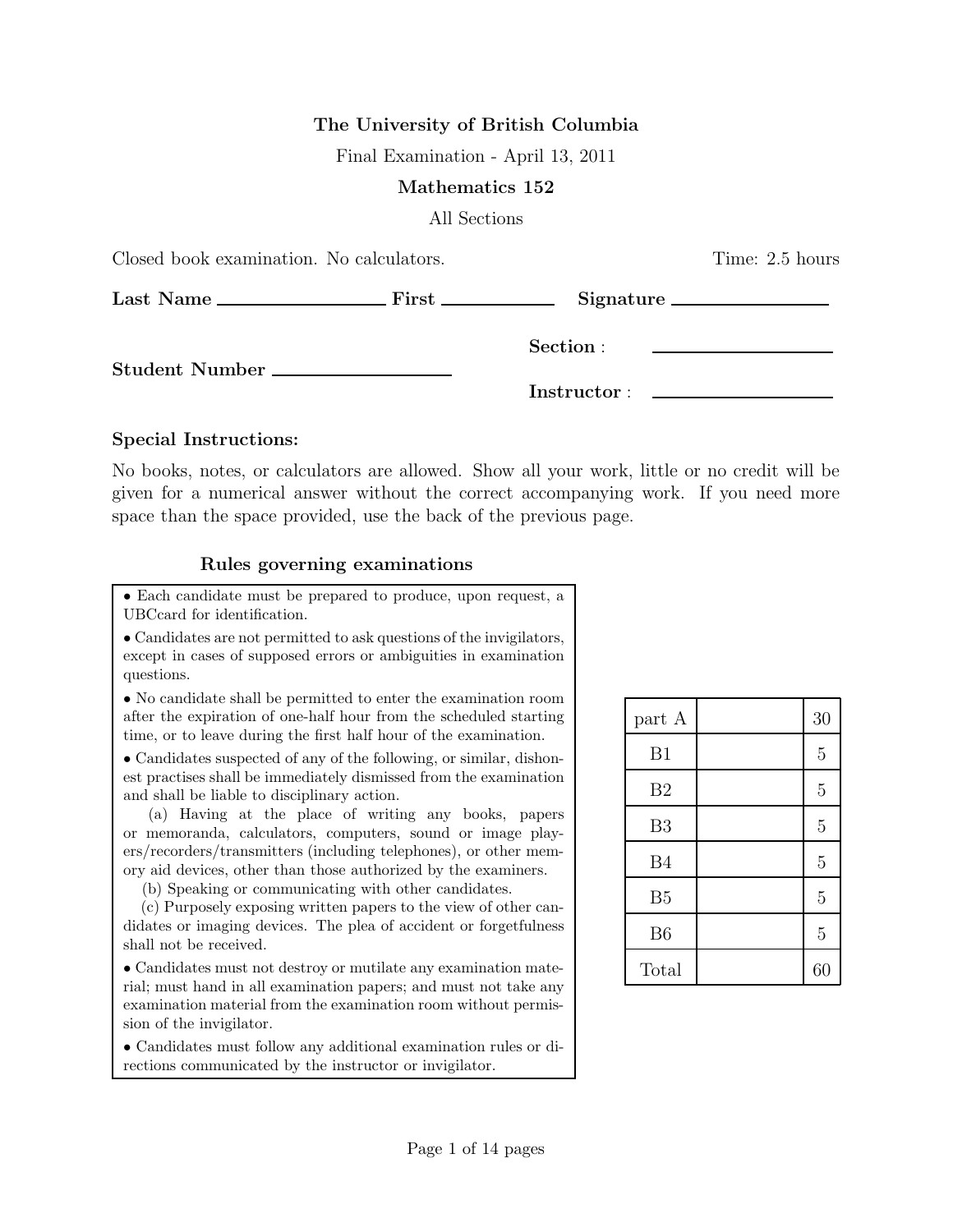**The University of British Columbia**

Final Examination - April 13, 2011

**Mathematics 152**

All Sections

Closed book examination. No calculators. Time: 2.5 hours

**Last Name** \_\_\_\_\_\_\_\_\_\_\_\_\_\_\_\_ **First** \_\_\_\_\_\_\_\_\_\_\_\_ **Signature** \_\_\_\_\_\_\_\_\_\_\_\_\_\_\_\_

**Section** : \_\_\_\_\_\_\_\_\_\_\_\_\_\_\_\_

**Student Number** \_\_\_\_\_\_\_\_\_\_\_\_\_\_\_\_

**Instructor** : \_\_\_\_\_\_\_\_\_\_\_\_\_\_\_\_

### Special Instructions:

No books, notes, or calculators are allowed. Show all your work, little or no credit will be given for a numerical answer without the correct accompanying work. If you need more space than the space provided, use the back of the previous page.

### Rules governing examinations

- Each candidate must be prepared to produce, upon request, a UBCcard for identification.
- Candidates are not permitted to ask questions of the invigilators, except in cases of supposed errors or ambiguities in examination questions.
- No candidate shall be permitted to enter the examination room after the expiration of one-half hour from the scheduled starting time, or to leave during the first half hour of the examination.
- Candidates suspected of any of the following, or similar, dishonest practises shall be immediately dismissed from the examination and shall be liable to disciplinary action.
  (a) Having at the place of writing any books, papers or memoranda, calculators, computers, sound or image players/recorders/transmitters (including telephones), or other memory aid devices, other than those authorized by the examiners.
  (b) Speaking or communicating with other candidates.
  (c) Purposely exposing written papers to the view of other candidates or imaging devices. The plea of accident or forgetfulness shall not be received.
- Candidates must not destroy or mutilate any examination material; must hand in all examination papers; and must not take any examination material from the examination room without permission of the invigilator.
- Candidates must follow any additional examination rules or directions communicated by the instructor or invigilator.

| | | |
|---|---|---|
| part A | | 30 |
| B1 | | 5 |
| B2 | | 5 |
| B3 | | 5 |
| B4 | | 5 |
| B5 | | 5 |
| B6 | | 5 |
| Total | | 60 |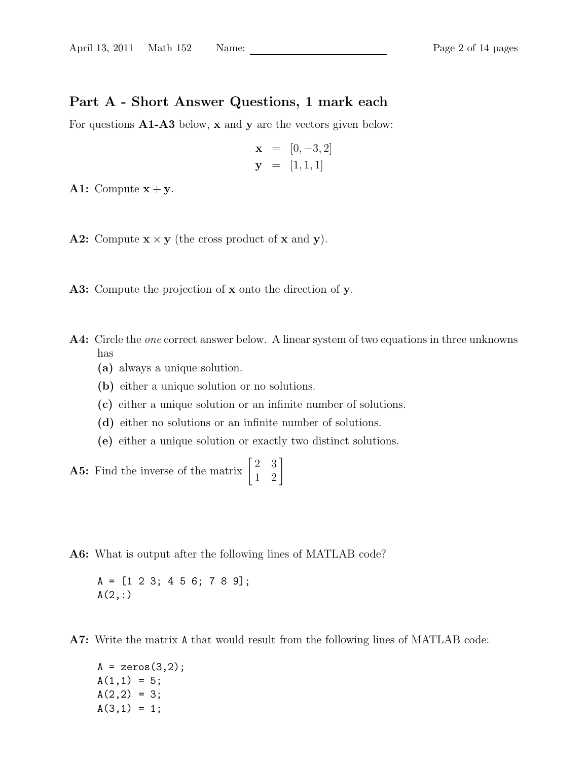## Part A - Short Answer Questions, 1 mark each

For questions **A1-A3** below, $\mathbf{x}$ and $\mathbf{y}$ are the vectors given below:

$$\begin{aligned} \mathbf{x} &= [0, -3, 2] \\ \mathbf{y} &= [1, 1, 1] \end{aligned}$$

**A1:** Compute $\mathbf{x} + \mathbf{y}$.

**A2:** Compute $\mathbf{x} \times \mathbf{y}$ (the cross product of $\mathbf{x}$ and $\mathbf{y}$).

**A3:** Compute the projection of $\mathbf{x}$ onto the direction of $\mathbf{y}$.

**A4:** Circle the *one* correct answer below. A linear system of two equations in three unknowns has

- **(a)** always a unique solution.
- **(b)** either a unique solution or no solutions.
- **(c)** either a unique solution or an infinite number of solutions.
- **(d)** either no solutions or an infinite number of solutions.
- **(e)** either a unique solution or exactly two distinct solutions.

**A5:** Find the inverse of the matrix $\begin{bmatrix} 2 & 3 \\ 1 & 2 \end{bmatrix}$

**A6:** What is output after the following lines of MATLAB code?

```
A = [1 2 3; 4 5 6; 7 8 9];
A(2,:)
```

**A7:** Write the matrix `A` that would result from the following lines of MATLAB code:

```
A = zeros(3,2);
A(1,1) = 5;
A(2,2) = 3;
A(3,1) = 1;
```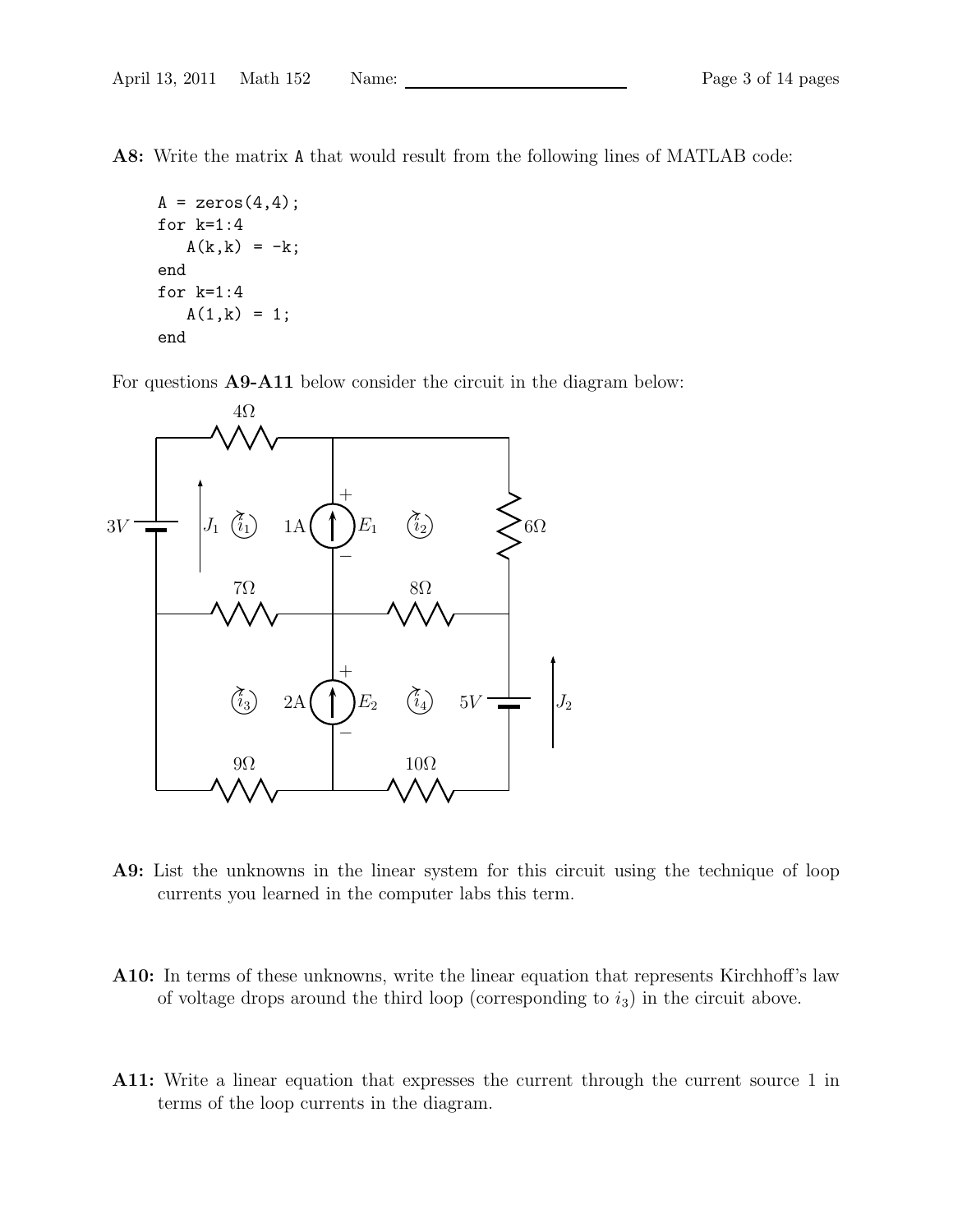**A8:** Write the matrix A that would result from the following lines of MATLAB code:

```
A = zeros(4,4);
for k=1:4
   A(k,k) = -k;
end
for k=1:4
   A(1,k) = 1;
end
```

For questions **A9-A11** below consider the circuit in the diagram below:

4Ω

3V

$J_1$

$i_1$

1A

$E_1$

$i_2$

6Ω

7Ω

8Ω

$i_3$

2A

$E_2$

$i_4$

5V

$J_2$

9Ω

10Ω

**A9:** List the unknowns in the linear system for this circuit using the technique of loop currents you learned in the computer labs this term.

**A10:** In terms of these unknowns, write the linear equation that represents Kirchhoff's law of voltage drops around the third loop (corresponding to $i_3$) in the circuit above.

**A11:** Write a linear equation that expresses the current through the current source 1 in terms of the loop currents in the diagram.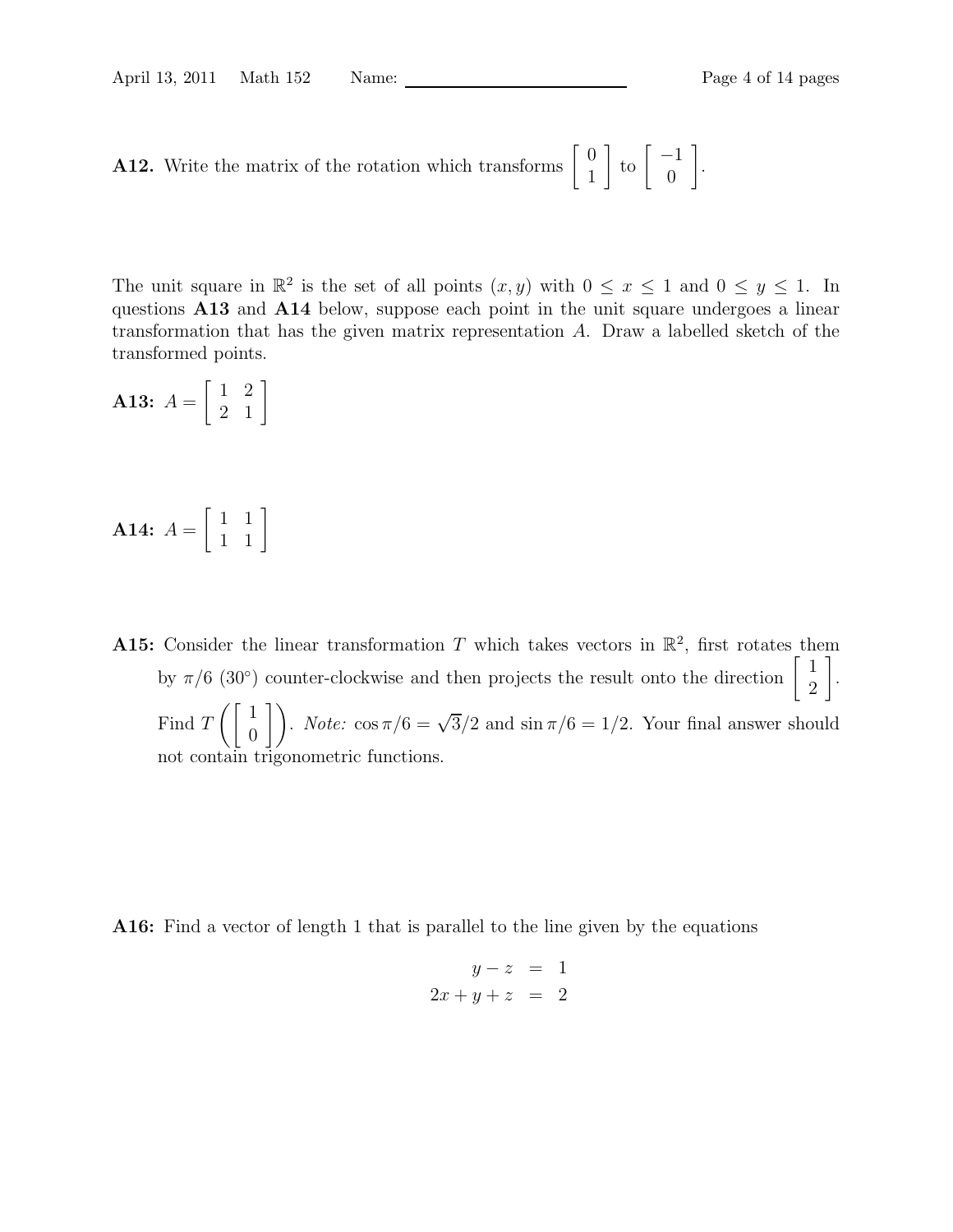**A12.** Write the matrix of the rotation which transforms $\begin{bmatrix} 0 \\ 1 \end{bmatrix}$ to $\begin{bmatrix} -1 \\ 0 \end{bmatrix}$.

The unit square in $\mathbb{R}^2$ is the set of all points $(x, y)$ with $0 \leq x \leq 1$ and $0 \leq y \leq 1$. In questions **A13** and **A14** below, suppose each point in the unit square undergoes a linear transformation that has the given matrix representation $A$. Draw a labelled sketch of the transformed points.

**A13:** $A = \begin{bmatrix} 1 & 2 \\ 2 & 1 \end{bmatrix}$

**A14:** $A = \begin{bmatrix} 1 & 1 \\ 1 & 1 \end{bmatrix}$

**A15:** Consider the linear transformation $T$ which takes vectors in $\mathbb{R}^2$, first rotates them by $\pi/6$ ($30^\circ$) counter-clockwise and then projects the result onto the direction $\begin{bmatrix} 1 \\ 2 \end{bmatrix}$. Find $T\left(\begin{bmatrix} 1 \\ 0 \end{bmatrix}\right)$. *Note:* $\cos \pi/6 = \sqrt{3}/2$ and $\sin \pi/6 = 1/2$. Your final answer should not contain trigonometric functions.

**A16:** Find a vector of length 1 that is parallel to the line given by the equations

$$\begin{aligned} y - z &= 1 \\ 2x + y + z &= 2 \end{aligned}$$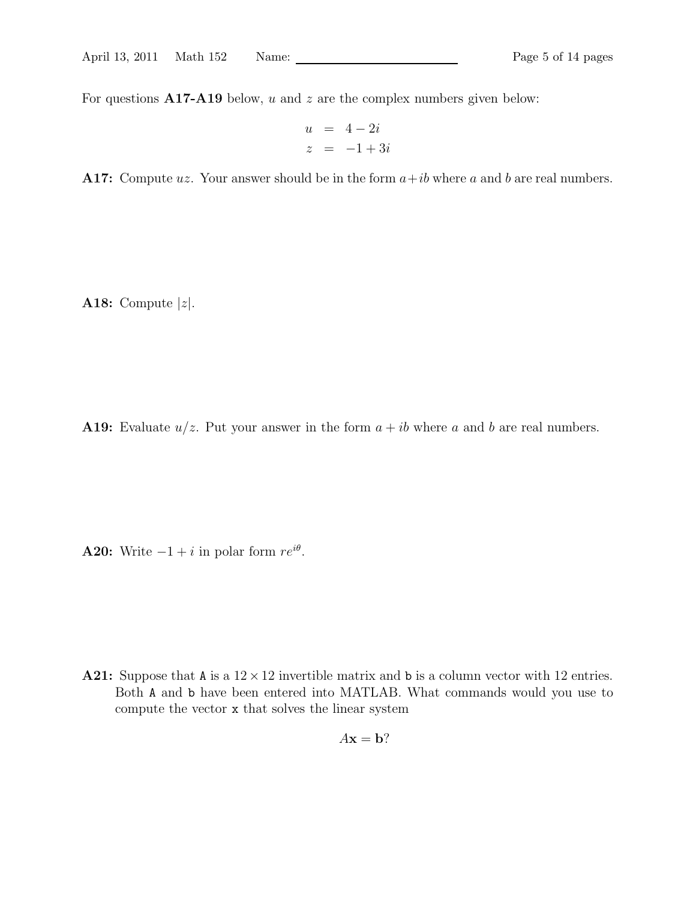For questions **A17-A19** below, $u$ and $z$ are the complex numbers given below:

$$\begin{aligned} u &= 4 - 2i \\ z &= -1 + 3i \end{aligned}$$

**A17:** Compute $uz$. Your answer should be in the form $a + ib$ where $a$ and $b$ are real numbers.

**A18:** Compute $|z|$.

**A19:** Evaluate $u/z$. Put your answer in the form $a + ib$ where $a$ and $b$ are real numbers.

**A20:** Write $-1 + i$ in polar form $re^{i\theta}$.

**A21:** Suppose that `A` is a $12 \times 12$ invertible matrix and `b` is a column vector with 12 entries. Both `A` and `b` have been entered into MATLAB. What commands would you use to compute the vector `x` that solves the linear system

$$A\mathbf{x} = \mathbf{b}?$$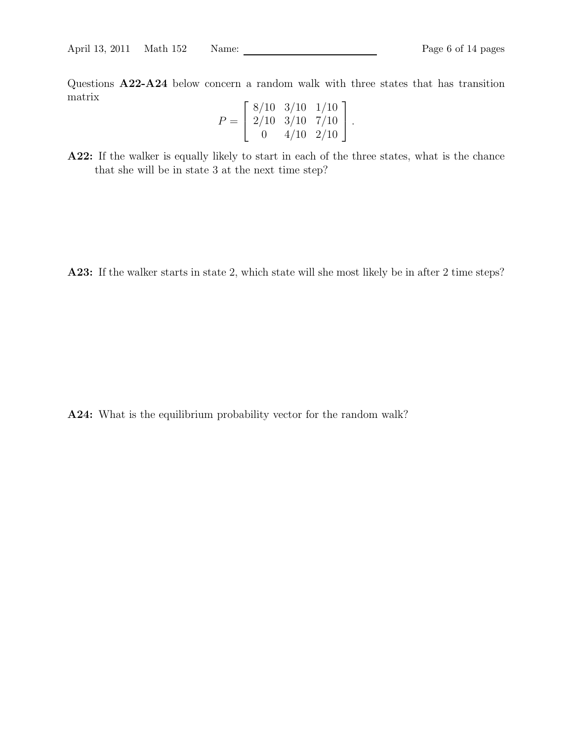Questions **A22-A24** below concern a random walk with three states that has transition matrix

$$P = \begin{bmatrix} 8/10 & 3/10 & 1/10 \\ 2/10 & 3/10 & 7/10 \\ 0 & 4/10 & 2/10 \end{bmatrix}.$$

**A22:** If the walker is equally likely to start in each of the three states, what is the chance that she will be in state 3 at the next time step?

**A23:** If the walker starts in state 2, which state will she most likely be in after 2 time steps?

**A24:** What is the equilibrium probability vector for the random walk?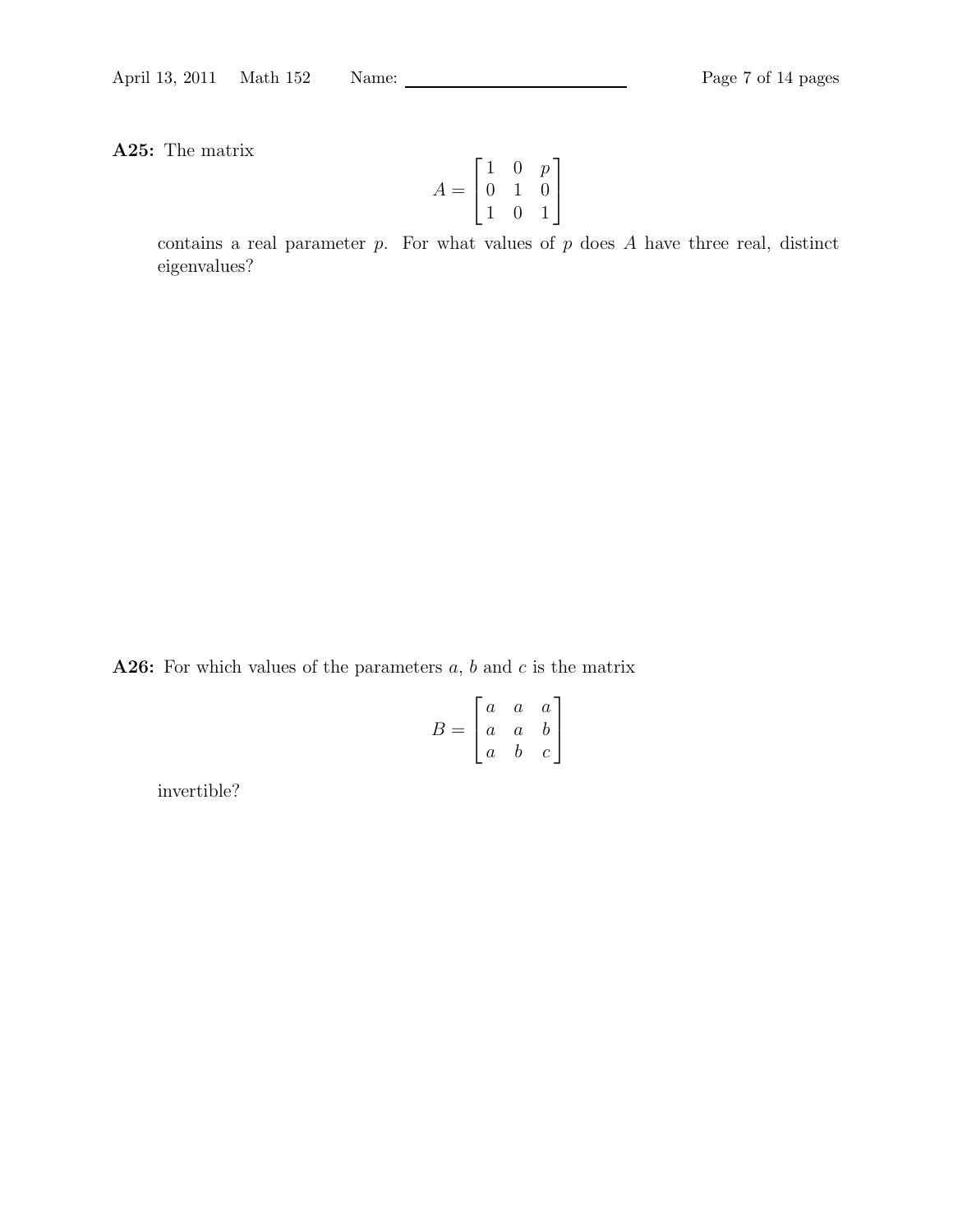**A25:** The matrix

$$A = \begin{bmatrix} 1 & 0 & p \\ 0 & 1 & 0 \\ 1 & 0 & 1 \end{bmatrix}$$

contains a real parameter $p$. For what values of $p$ does $A$ have three real, distinct eigenvalues?

**A26:** For which values of the parameters $a$, $b$ and $c$ is the matrix

$$B = \begin{bmatrix} a & a & a \\ a & a & b \\ a & b & c \end{bmatrix}$$

invertible?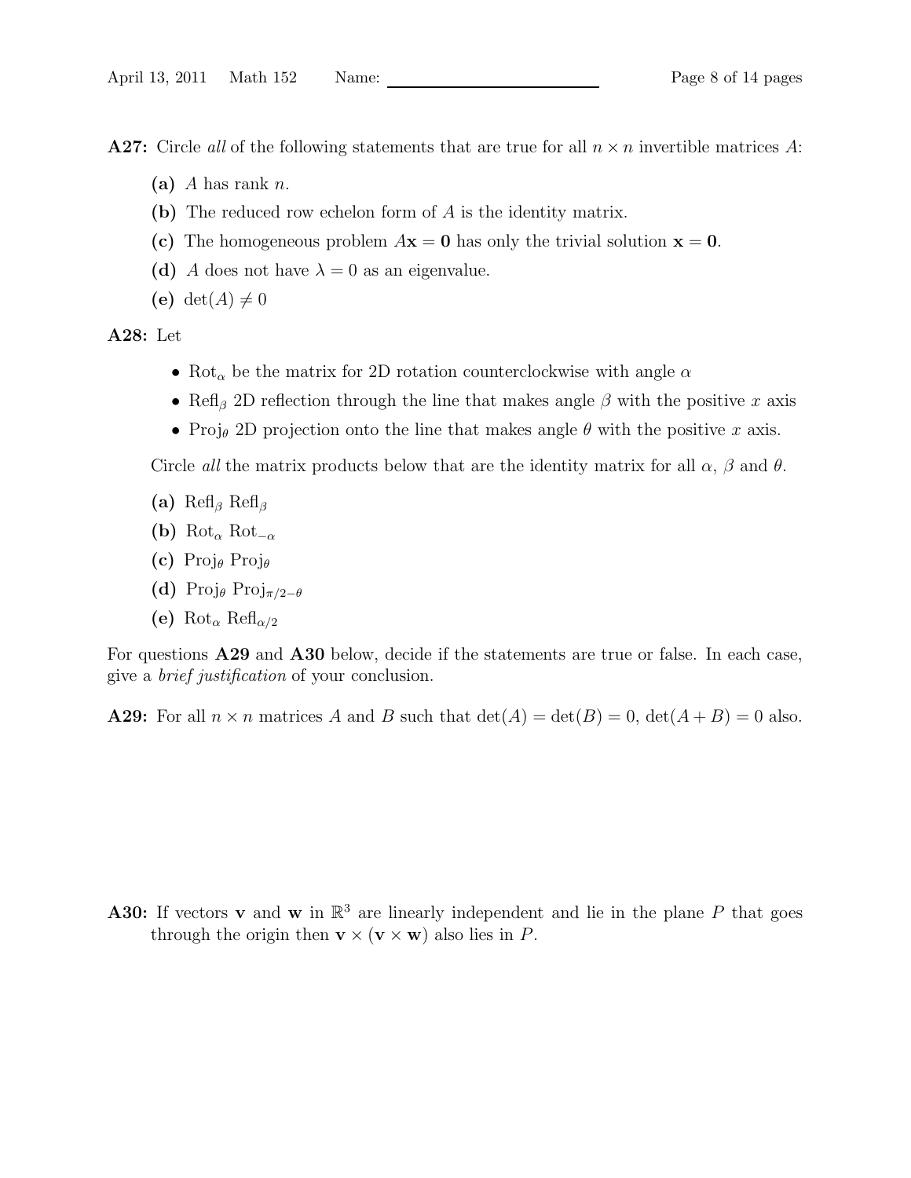**A27:** Circle *all* of the following statements that are true for all $n \times n$ invertible matrices $A$:

- **(a)** $A$ has rank $n$.
- **(b)** The reduced row echelon form of $A$ is the identity matrix.
- **(c)** The homogeneous problem $A\mathbf{x} = \mathbf{0}$ has only the trivial solution $\mathbf{x} = \mathbf{0}$.
- **(d)** $A$ does not have $\lambda = 0$ as an eigenvalue.
- **(e)** $\det(A) \neq 0$

**A28:** Let

- $\text{Rot}_\alpha$ be the matrix for 2D rotation counterclockwise with angle $\alpha$
- $\text{Refl}_\beta$ 2D reflection through the line that makes angle $\beta$ with the positive $x$ axis
- $\text{Proj}_\theta$ 2D projection onto the line that makes angle $\theta$ with the positive $x$ axis.

Circle *all* the matrix products below that are the identity matrix for all $\alpha$, $\beta$ and $\theta$.

- **(a)** $\text{Refl}_\beta \, \text{Refl}_\beta$
- **(b)** $\text{Rot}_\alpha \, \text{Rot}_{-\alpha}$
- **(c)** $\text{Proj}_\theta \, \text{Proj}_\theta$
- **(d)** $\text{Proj}_\theta \, \text{Proj}_{\pi/2-\theta}$
- **(e)** $\text{Rot}_\alpha \, \text{Refl}_{\alpha/2}$

For questions **A29** and **A30** below, decide if the statements are true or false. In each case, give a *brief justification* of your conclusion.

**A29:** For all $n \times n$ matrices $A$ and $B$ such that $\det(A) = \det(B) = 0$, $\det(A + B) = 0$ also.

**A30:** If vectors $\mathbf{v}$ and $\mathbf{w}$ in $\mathbb{R}^3$ are linearly independent and lie in the plane $P$ that goes through the origin then $\mathbf{v} \times (\mathbf{v} \times \mathbf{w})$ also lies in $P$.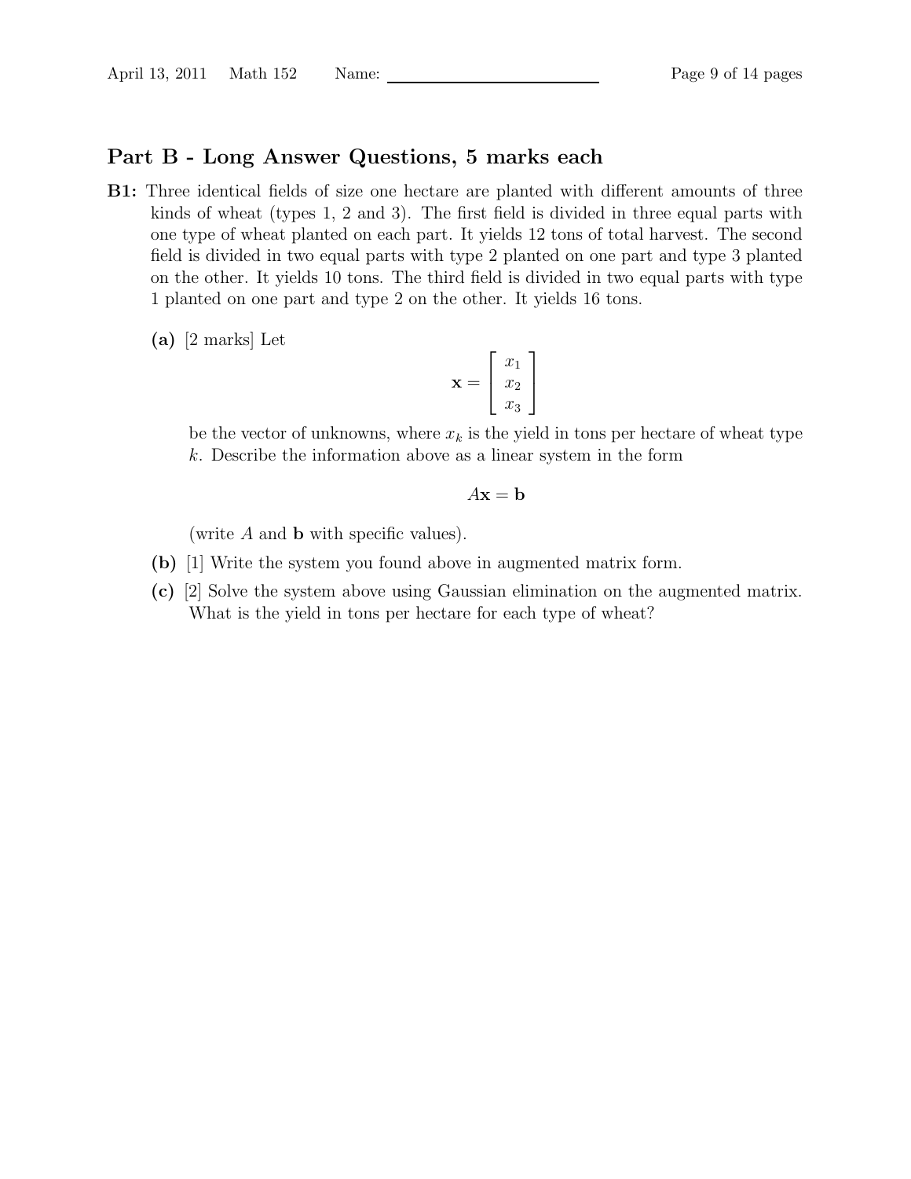## Part B - Long Answer Questions, 5 marks each

**B1:** Three identical fields of size one hectare are planted with different amounts of three kinds of wheat (types 1, 2 and 3). The first field is divided in three equal parts with one type of wheat planted on each part. It yields 12 tons of total harvest. The second field is divided in two equal parts with type 2 planted on one part and type 3 planted on the other. It yields 10 tons. The third field is divided in two equal parts with type 1 planted on one part and type 2 on the other. It yields 16 tons.

**(a)** [2 marks] Let

$$\mathbf{x} = \begin{bmatrix} x_1 \\ x_2 \\ x_3 \end{bmatrix}$$

be the vector of unknowns, where $x_k$ is the yield in tons per hectare of wheat type $k$. Describe the information above as a linear system in the form

$$A\mathbf{x} = \mathbf{b}$$

(write $A$ and $\mathbf{b}$ with specific values).

**(b)** [1] Write the system you found above in augmented matrix form.

**(c)** [2] Solve the system above using Gaussian elimination on the augmented matrix. What is the yield in tons per hectare for each type of wheat?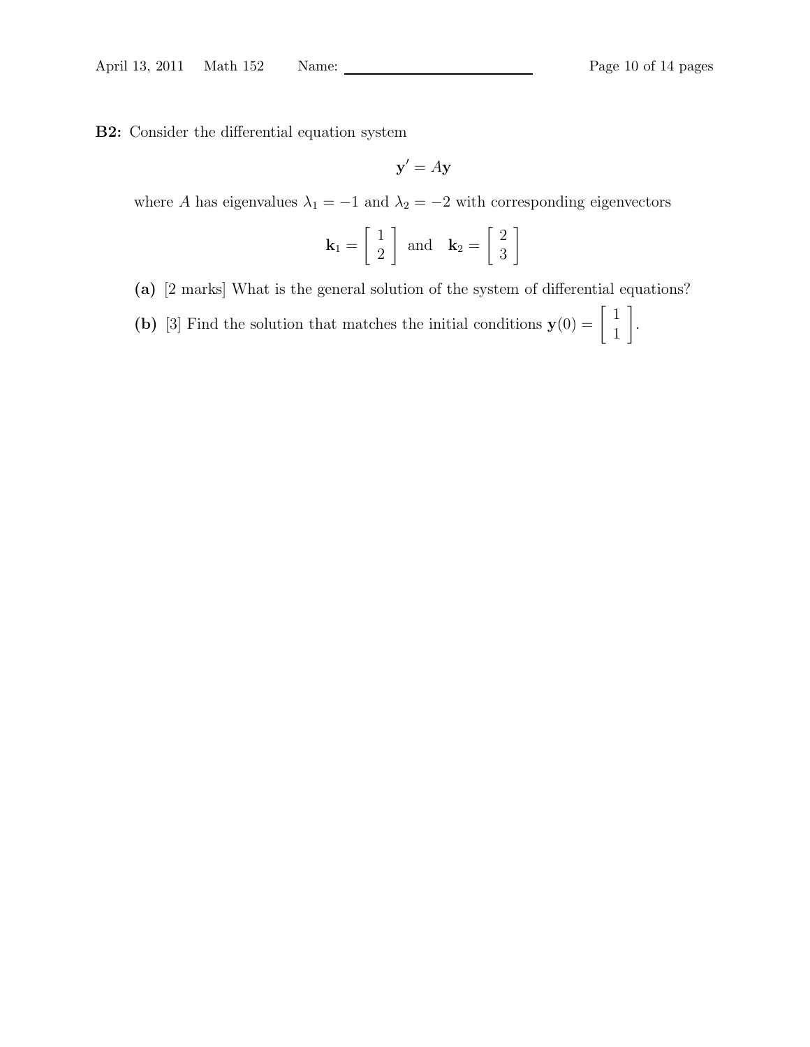**B2:** Consider the differential equation system

$$\mathbf{y}' = A\mathbf{y}$$

where $A$ has eigenvalues $\lambda_1 = -1$ and $\lambda_2 = -2$ with corresponding eigenvectors

$$\mathbf{k}_1 = \begin{bmatrix} 1 \\ 2 \end{bmatrix} \text{ and } \quad \mathbf{k}_2 = \begin{bmatrix} 2 \\ 3 \end{bmatrix}$$

**(a)** [2 marks] What is the general solution of the system of differential equations?

**(b)** [3] Find the solution that matches the initial conditions $\mathbf{y}(0) = \begin{bmatrix} 1 \\ 1 \end{bmatrix}$.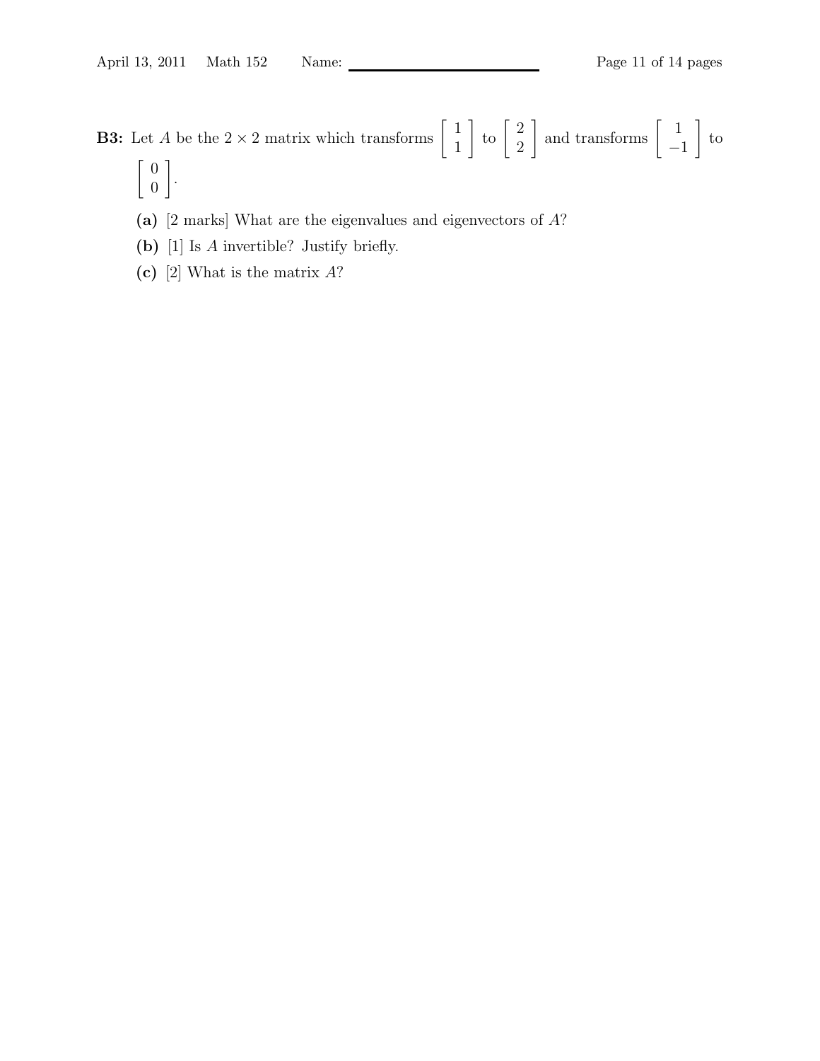**B3:** Let $A$ be the $2 \times 2$ matrix which transforms $\begin{bmatrix} 1 \\ 1 \end{bmatrix}$ to $\begin{bmatrix} 2 \\ 2 \end{bmatrix}$ and transforms $\begin{bmatrix} 1 \\ -1 \end{bmatrix}$ to $\begin{bmatrix} 0 \\ 0 \end{bmatrix}$.

**(a)** [2 marks] What are the eigenvalues and eigenvectors of $A$?

**(b)** [1] Is $A$ invertible? Justify briefly.

**(c)** [2] What is the matrix $A$?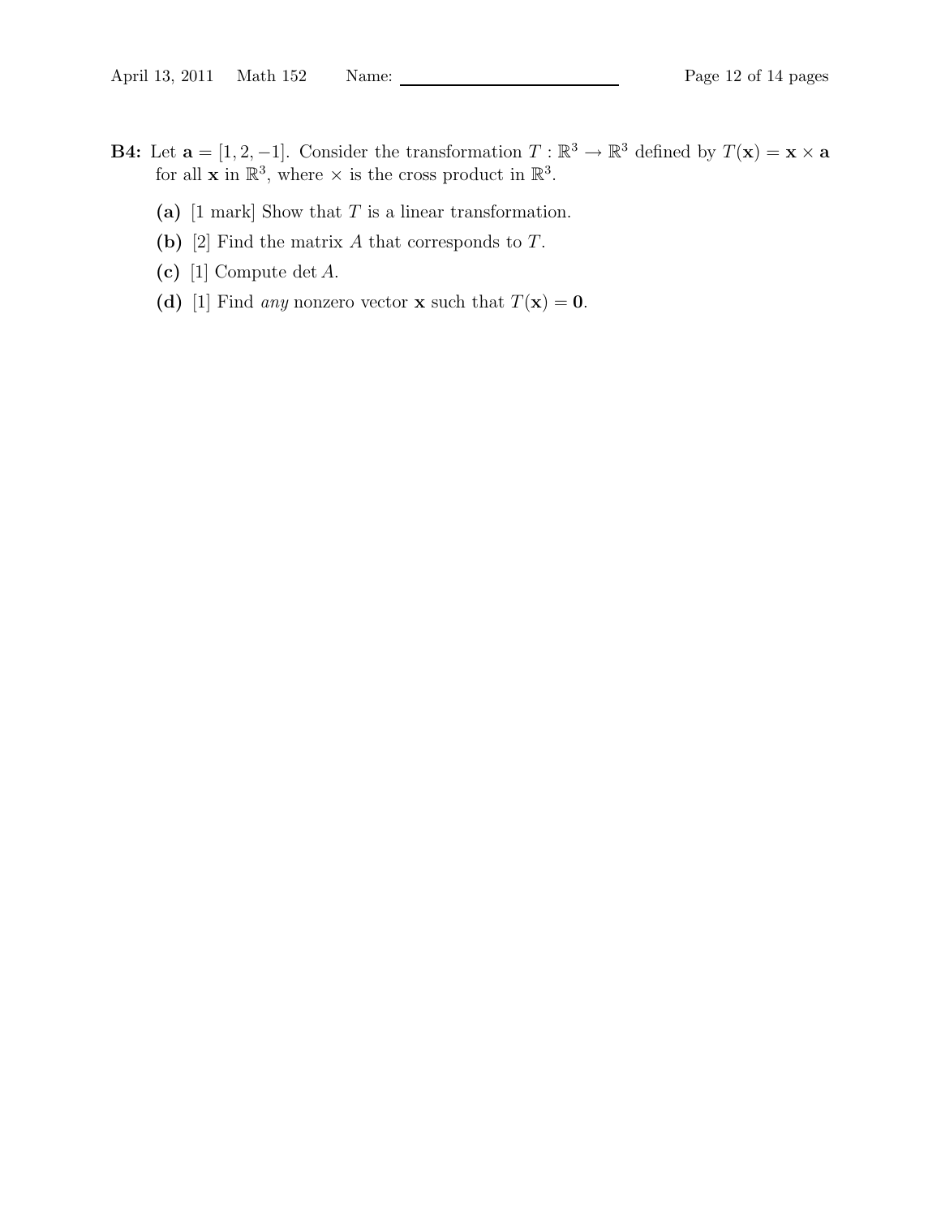**B4:** Let $\mathbf{a} = [1, 2, -1]$. Consider the transformation $T : \mathbb{R}^3 \to \mathbb{R}^3$ defined by $T(\mathbf{x}) = \mathbf{x} \times \mathbf{a}$ for all $\mathbf{x}$ in $\mathbb{R}^3$, where $\times$ is the cross product in $\mathbb{R}^3$.

- **(a)** [1 mark] Show that $T$ is a linear transformation.
- **(b)** [2] Find the matrix $A$ that corresponds to $T$.
- **(c)** [1] Compute $\det A$.
- **(d)** [1] Find *any* nonzero vector $\mathbf{x}$ such that $T(\mathbf{x}) = \mathbf{0}$.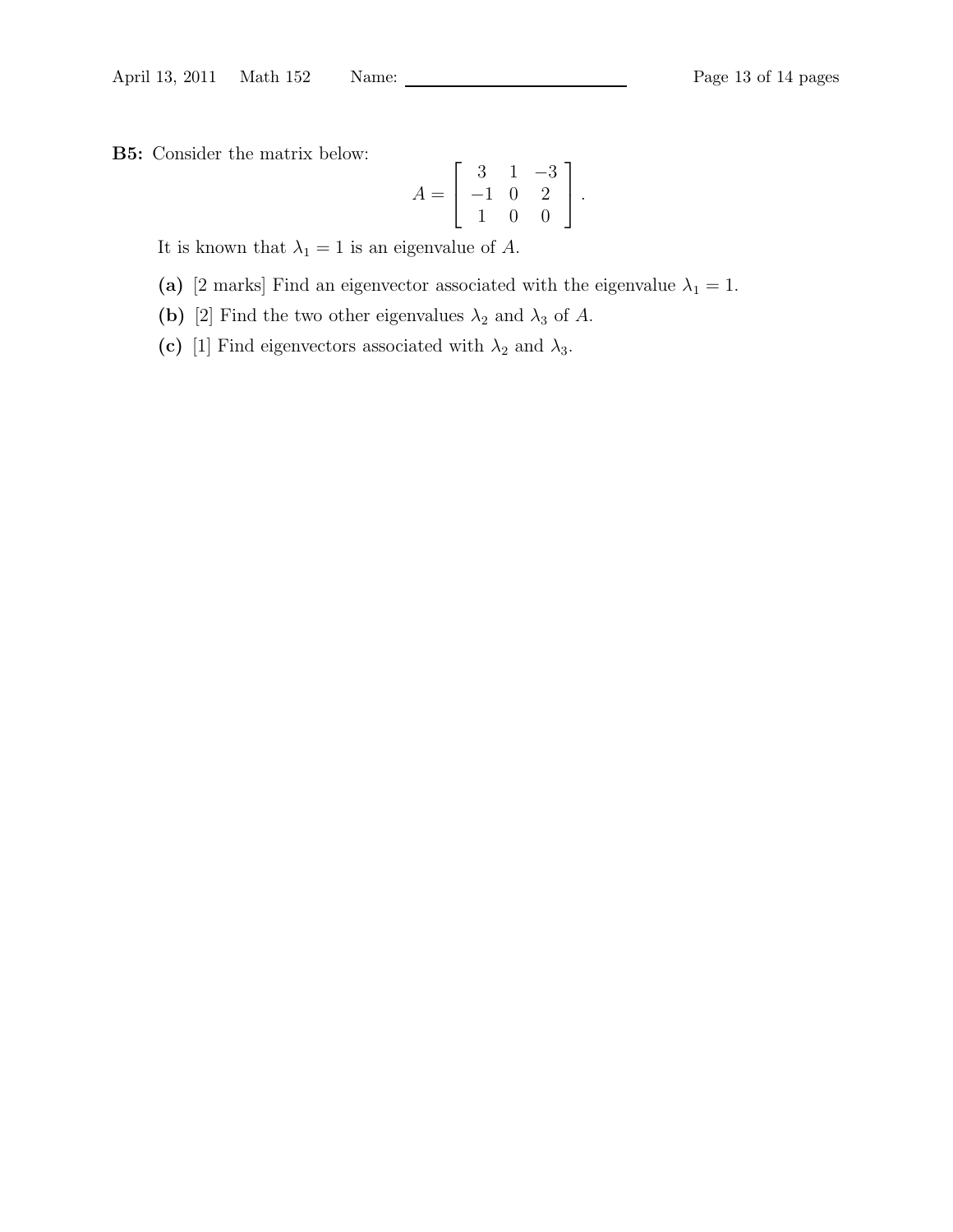**B5:** Consider the matrix below:

$$A = \begin{bmatrix} 3 & 1 & -3 \\ -1 & 0 & 2 \\ 1 & 0 & 0 \end{bmatrix}.$$

It is known that $\lambda_1 = 1$ is an eigenvalue of $A$.

**(a)** [2 marks] Find an eigenvector associated with the eigenvalue $\lambda_1 = 1$.

**(b)** [2] Find the two other eigenvalues $\lambda_2$ and $\lambda_3$ of $A$.

**(c)** [1] Find eigenvectors associated with $\lambda_2$ and $\lambda_3$.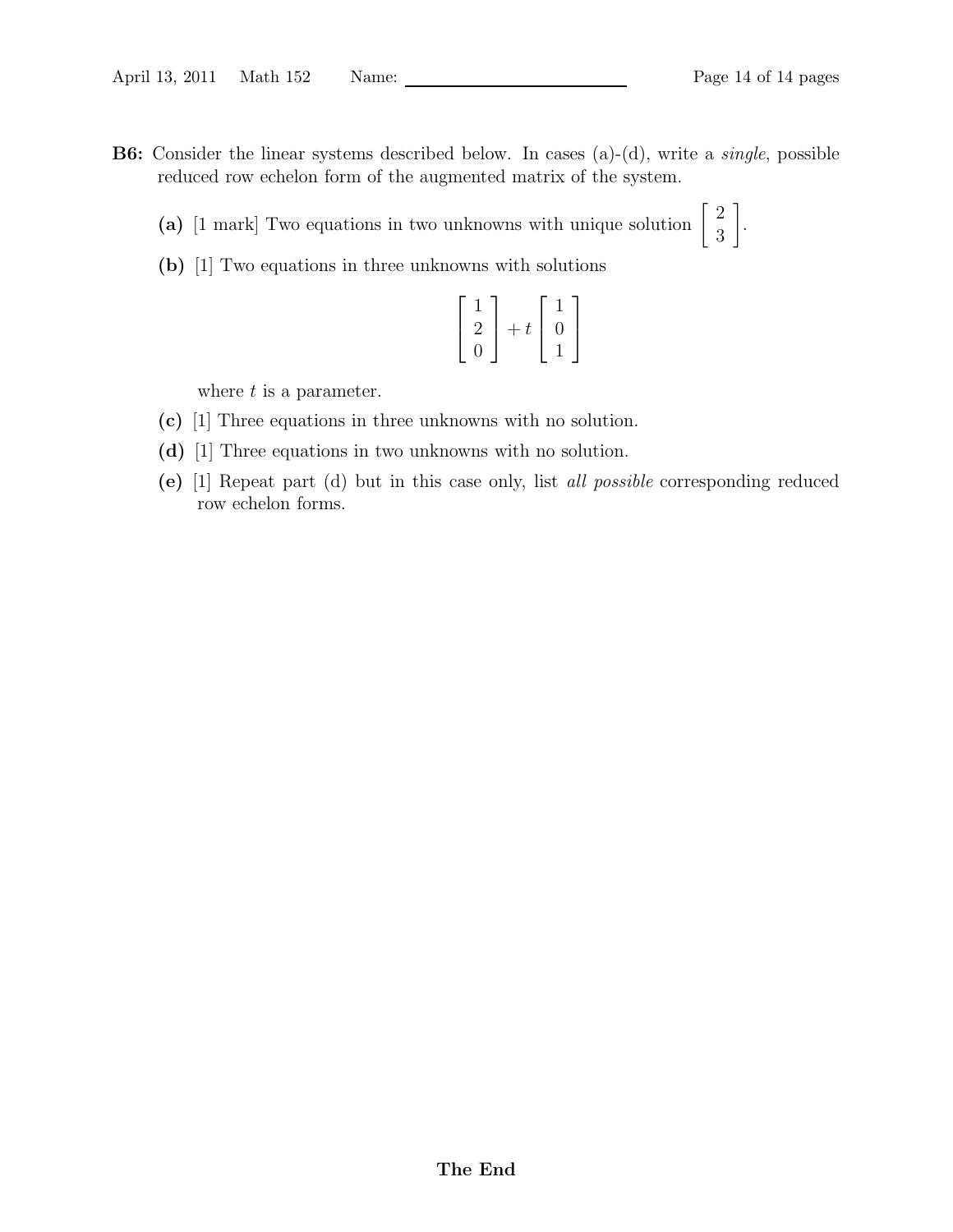**B6:** Consider the linear systems described below. In cases (a)-(d), write a *single*, possible reduced row echelon form of the augmented matrix of the system.

**(a)** [1 mark] Two equations in two unknowns with unique solution $\begin{bmatrix} 2 \\ 3 \end{bmatrix}$.

**(b)** [1] Two equations in three unknowns with solutions

$$\begin{bmatrix} 1 \\ 2 \\ 0 \end{bmatrix} + t \begin{bmatrix} 1 \\ 0 \\ 1 \end{bmatrix}$$

where $t$ is a parameter.

**(c)** [1] Three equations in three unknowns with no solution.

**(d)** [1] Three equations in two unknowns with no solution.

**(e)** [1] Repeat part (d) but in this case only, list *all possible* corresponding reduced row echelon forms.

**The End**